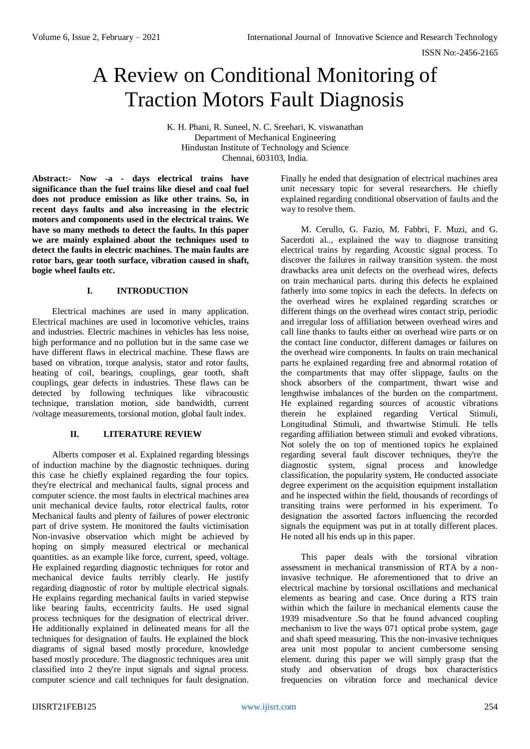# A Review on Conditional Monitoring of Traction Motors Fault Diagnosis

K. H. Phani, R. Suneel, N. C. Sreehari, K. viswanathan
Department of Mechanical Engineering
Hindustan Institute of Technology and Science
Chennai, 603103, India.

**Abstract:- Now -a - days electrical trains have significance than the fuel trains like diesel and coal fuel does not produce emission as like other trains. So, in recent days faults and also increasing in the electric motors and components used in the electrical trains. We have so many methods to detect the faults. In this paper we are mainly explained about the techniques used to detect the faults in electric machines. The main faults are rotor bars, gear tooth surface, vibration caused in shaft, bogie wheel faults etc.**

## I. INTRODUCTION

Electrical machines are used in many application. Electrical machines are used in locomotive vehicles, trains and industries. Electric machines in vehicles has less noise, high performance and no pollution but in the same case we have different flaws in electrical machine. These flaws are based on vibration, torque analysis, stator and rotor faults, heating of coil, bearings, couplings, gear tooth, shaft couplings, gear defects in industries. These flaws can be detected by following techniques like vibracoustic technique, translation motion, side bandwidth, current /voltage measurements, torsional motion, global fault index.

## II. LITERATURE REVIEW

Alberts composer et al. Explained regarding blessings of induction machine by the diagnostic techniques. during this case he chiefly explained regarding the four topics. they're electrical and mechanical faults, signal process and computer science. the most faults in electrical machines area unit mechanical device faults, rotor electrical faults, rotor Mechanical faults and plenty of failures of power electronic part of drive system. He monitored the faults victimisation Non-invasive observation which might be achieved by hoping on simply measured electrical or mechanical quantities. as an example like force, current, speed, voltage. He explained regarding diagnostic techniques for rotor and mechanical device faults terribly clearly. He justify regarding diagnostic of rotor by multiple electrical signals. He explains regarding mechanical faults in varied stepwise like bearing faults, eccentricity faults. He used signal process techniques for the designation of electrical driver. He additionally explained in delineated means for all the techniques for designation of faults. He explained the block diagrams of signal based mostly procedure, knowledge based mostly procedure. The diagnostic techniques area unit classified into 2 they're input signals and signal process. computer science and call techniques for fault designation. Finally he ended that designation of electrical machines area unit necessary topic for several researchers. He chiefly explained regarding conditional observation of faults and the way to resolve them.

M. Cerullo, G. Fazio, M. Fabbri, F. Muzi, and G. Sacerdoti al.., explained the way to diagnose transiting electrical trains by regarding Acoustic signal process. To discover the failures in railway transition system. the most drawbacks area unit defects on the overhead wires, defects on train mechanical parts. during this defects he explained fatherly into some topics in each the defects. In defects on the overhead wires he explained regarding scratches or different things on the overhead wires contact strip, periodic and irregular loss of affiliation between overhead wires and call line thanks to faults either on overhead wire parts or on the contact line conductor, different damages or failures on the overhead wire components. In faults on train mechanical parts he explained regarding free and abnormal rotation of the compartments that may offer slippage, faults on the shock absorbers of the compartment, thwart wise and lengthwise imbalances of the burden on the compartment. He explained regarding sources of acoustic vibrations therein he explained regarding Vertical Stimuli, Longitudinal Stimuli, and thwartwise Stimuli. He tells regarding affiliation between stimuli and evoked vibrations. Not solely the on top of mentioned topics he explained regarding several fault discover techniques, they're the diagnostic system, signal process and knowledge classification, the popularity system, He conducted associate degree experiment on the acquisition equipment installation and he inspected within the field, thousands of recordings of transiting trains were performed in his experiment. To designation the assorted factors influencing the recorded signals the equipment was put in at totally different places. He noted all his ends up in this paper.

This paper deals with the torsional vibration assessment in mechanical transmission of RTA by a non-invasive technique. He aforementioned that to drive an electrical machine by torsional oscillations and mechanical elements as bearing and case. Once during a RTS train within which the failure in mechanical elements cause the 1939 misadventure .So that he found advanced coupling mechanism to live the ways 071 optical probe system, gage and shaft speed measuring. This the non-invasive techniques area unit most popular to ancient cumbersome sensing element. during this paper we will simply grasp that the study and observation of drugs box characteristics frequencies on vibration force and mechanical device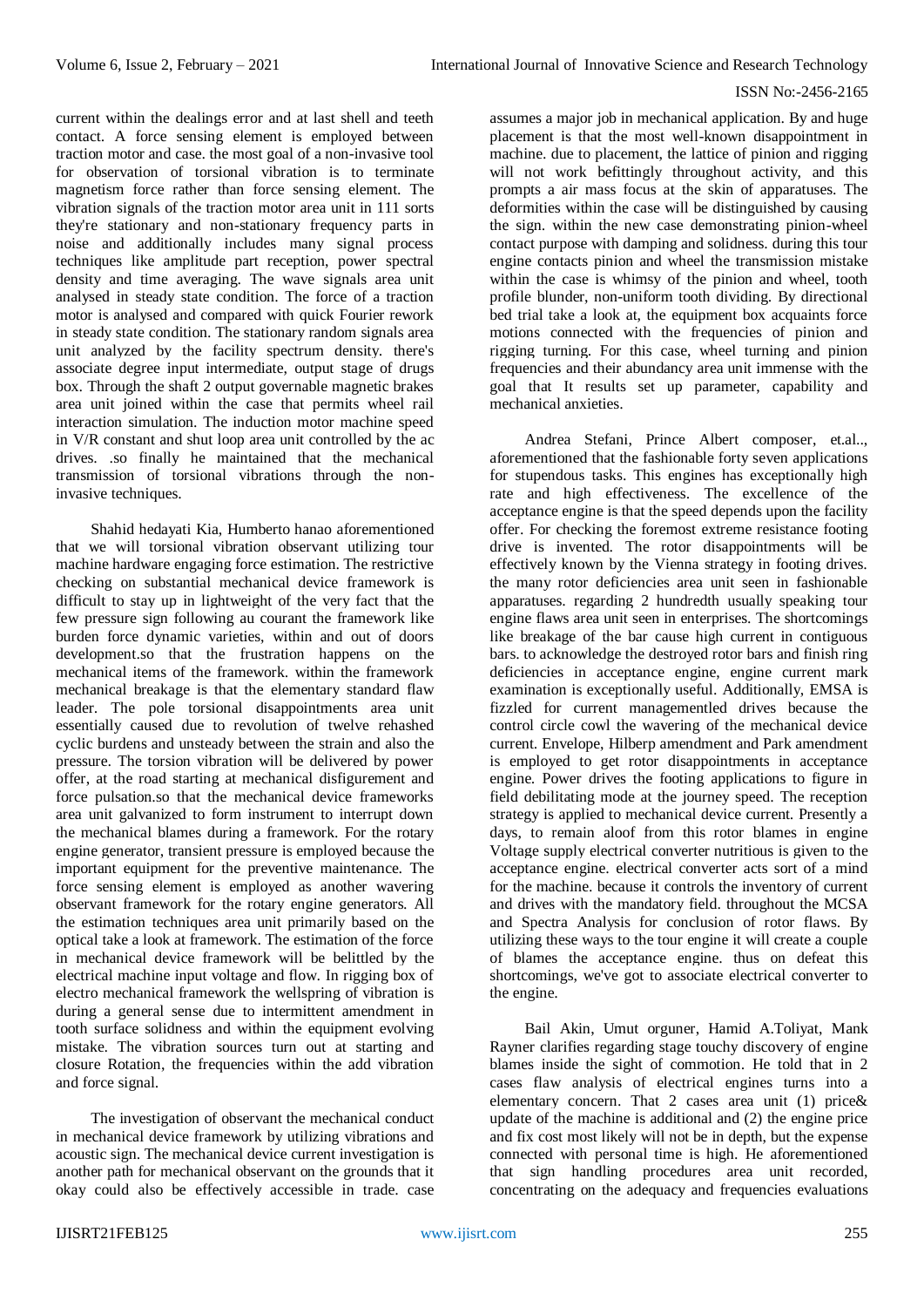current within the dealings error and at last shell and teeth contact. A force sensing element is employed between traction motor and case. the most goal of a non-invasive tool for observation of torsional vibration is to terminate magnetism force rather than force sensing element. The vibration signals of the traction motor area unit in 111 sorts they're stationary and non-stationary frequency parts in noise and additionally includes many signal process techniques like amplitude part reception, power spectral density and time averaging. The wave signals area unit analysed in steady state condition. The force of a traction motor is analysed and compared with quick Fourier rework in steady state condition. The stationary random signals area unit analyzed by the facility spectrum density. there's associate degree input intermediate, output stage of drugs box. Through the shaft 2 output governable magnetic brakes area unit joined within the case that permits wheel rail interaction simulation. The induction motor machine speed in V/R constant and shut loop area unit controlled by the ac drives. .so finally he maintained that the mechanical transmission of torsional vibrations through the non-invasive techniques.

Shahid hedayati Kia, Humberto hanao aforementioned that we will torsional vibration observant utilizing tour machine hardware engaging force estimation. The restrictive checking on substantial mechanical device framework is difficult to stay up in lightweight of the very fact that the few pressure sign following au courant the framework like burden force dynamic varieties, within and out of doors development.so that the frustration happens on the mechanical items of the framework. within the framework mechanical breakage is that the elementary standard flaw leader. The pole torsional disappointments area unit essentially caused due to revolution of twelve rehashed cyclic burdens and unsteady between the strain and also the pressure. The torsion vibration will be delivered by power offer, at the road starting at mechanical disfigurement and force pulsation.so that the mechanical device frameworks area unit galvanized to form instrument to interrupt down the mechanical blames during a framework. For the rotary engine generator, transient pressure is employed because the important equipment for the preventive maintenance. The force sensing element is employed as another wavering observant framework for the rotary engine generators. All the estimation techniques area unit primarily based on the optical take a look at framework. The estimation of the force in mechanical device framework will be belittled by the electrical machine input voltage and flow. In rigging box of electro mechanical framework the wellspring of vibration is during a general sense due to intermittent amendment in tooth surface solidness and within the equipment evolving mistake. The vibration sources turn out at starting and closure Rotation, the frequencies within the add vibration and force signal.

The investigation of observant the mechanical conduct in mechanical device framework by utilizing vibrations and acoustic sign. The mechanical device current investigation is another path for mechanical observant on the grounds that it okay could also be effectively accessible in trade. case assumes a major job in mechanical application. By and huge placement is that the most well-known disappointment in machine. due to placement, the lattice of pinion and rigging will not work befittingly throughout activity, and this prompts a air mass focus at the skin of apparatuses. The deformities within the case will be distinguished by causing the sign. within the new case demonstrating pinion-wheel contact purpose with damping and solidness. during this tour engine contacts pinion and wheel the transmission mistake within the case is whimsy of the pinion and wheel, tooth profile blunder, non-uniform tooth dividing. By directional bed trial take a look at, the equipment box acquaints force motions connected with the frequencies of pinion and rigging turning. For this case, wheel turning and pinion frequencies and their abundancy area unit immense with the goal that It results set up parameter, capability and mechanical anxieties.

Andrea Stefani, Prince Albert composer, et.al.., aforementioned that the fashionable forty seven applications for stupendous tasks. This engines has exceptionally high rate and high effectiveness. The excellence of the acceptance engine is that the speed depends upon the facility offer. For checking the foremost extreme resistance footing drive is invented. The rotor disappointments will be effectively known by the Vienna strategy in footing drives. the many rotor deficiencies area unit seen in fashionable apparatuses. regarding 2 hundredth usually speaking tour engine flaws area unit seen in enterprises. The shortcomings like breakage of the bar cause high current in contiguous bars. to acknowledge the destroyed rotor bars and finish ring deficiencies in acceptance engine, engine current mark examination is exceptionally useful. Additionally, EMSA is fizzled for current managementled drives because the control circle cowl the wavering of the mechanical device current. Envelope, Hilberp amendment and Park amendment is employed to get rotor disappointments in acceptance engine. Power drives the footing applications to figure in field debilitating mode at the journey speed. The reception strategy is applied to mechanical device current. Presently a days, to remain aloof from this rotor blames in engine Voltage supply electrical converter nutritious is given to the acceptance engine. electrical converter acts sort of a mind for the machine. because it controls the inventory of current and drives with the mandatory field. throughout the MCSA and Spectra Analysis for conclusion of rotor flaws. By utilizing these ways to the tour engine it will create a couple of blames the acceptance engine. thus on defeat this shortcomings, we've got to associate electrical converter to the engine.

Bail Akin, Umut orguner, Hamid A.Toliyat, Mank Rayner clarifies regarding stage touchy discovery of engine blames inside the sight of commotion. He told that in 2 cases flaw analysis of electrical engines turns into a elementary concern. That 2 cases area unit (1) price& update of the machine is additional and (2) the engine price and fix cost most likely will not be in depth, but the expense connected with personal time is high. He aforementioned that sign handling procedures area unit recorded, concentrating on the adequacy and frequencies evaluations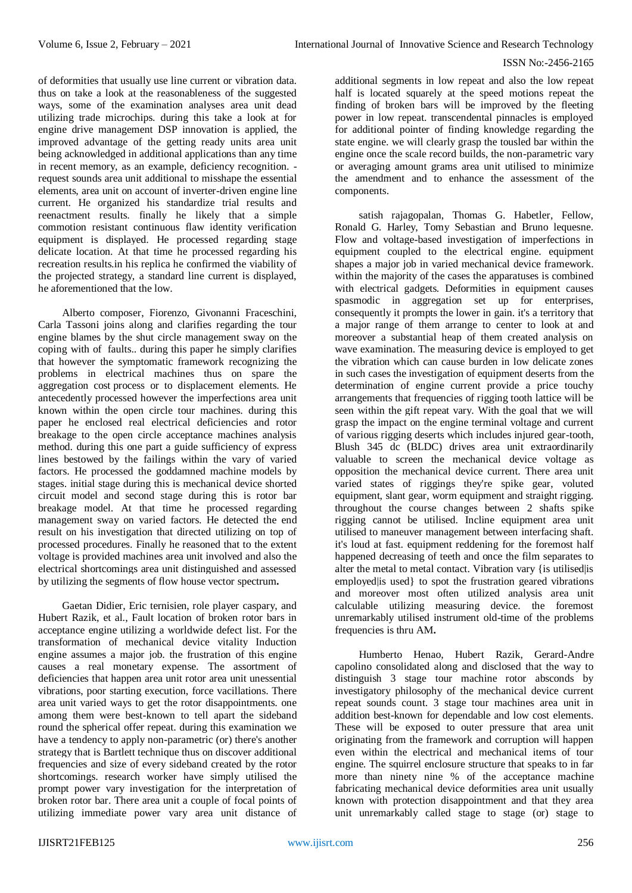of deformities that usually use line current or vibration data. thus on take a look at the reasonableness of the suggested ways, some of the examination analyses area unit dead utilizing trade microchips. during this take a look at for engine drive management DSP innovation is applied, the improved advantage of the getting ready units area unit being acknowledged in additional applications than any time in recent memory, as an example, deficiency recognition. -request sounds area unit additional to misshape the essential elements, area unit on account of inverter-driven engine line current. He organized his standardize trial results and reenactment results. finally he likely that a simple commotion resistant continuous flaw identity verification equipment is displayed. He processed regarding stage delicate location. At that time he processed regarding his recreation results.in his replica he confirmed the viability of the projected strategy, a standard line current is displayed, he aforementioned that the low.

Alberto composer, Fiorenzo, Givonanni Fraceschini, Carla Tassoni joins along and clarifies regarding the tour engine blames by the shut circle management sway on the coping with of faults.. during this paper he simply clarifies that however the symptomatic framework recognizing the problems in electrical machines thus on spare the aggregation cost process or to displacement elements. He antecedently processed however the imperfections area unit known within the open circle tour machines. during this paper he enclosed real electrical deficiencies and rotor breakage to the open circle acceptance machines analysis method. during this one part a guide sufficiency of express lines bestowed by the failings within the vary of varied factors. He processed the goddamned machine models by stages. initial stage during this is mechanical device shorted circuit model and second stage during this is rotor bar breakage model. At that time he processed regarding management sway on varied factors. He detected the end result on his investigation that directed utilizing on top of processed procedures. Finally he reasoned that to the extent voltage is provided machines area unit involved and also the electrical shortcomings area unit distinguished and assessed by utilizing the segments of flow house vector spectrum**.**

Gaetan Didier, Eric ternisien, role player caspary, and Hubert Razik, et al., Fault location of broken rotor bars in acceptance engine utilizing a worldwide defect list. For the transformation of mechanical device vitality Induction engine assumes a major job. the frustration of this engine causes a real monetary expense. The assortment of deficiencies that happen area unit rotor area unit unessential vibrations, poor starting execution, force vacillations. There area unit varied ways to get the rotor disappointments. one among them were best-known to tell apart the sideband round the spherical offer repeat. during this examination we have a tendency to apply non-parametric (or) there's another strategy that is Bartlett technique thus on discover additional frequencies and size of every sideband created by the rotor shortcomings. research worker have simply utilised the prompt power vary investigation for the interpretation of broken rotor bar. There area unit a couple of focal points of utilizing immediate power vary area unit distance of additional segments in low repeat and also the low repeat half is located squarely at the speed motions repeat the finding of broken bars will be improved by the fleeting power in low repeat. transcendental pinnacles is employed for additional pointer of finding knowledge regarding the state engine. we will clearly grasp the tousled bar within the engine once the scale record builds, the non-parametric vary or averaging amount grams area unit utilised to minimize the amendment and to enhance the assessment of the components.

satish rajagopalan, Thomas G. Habetler, Fellow, Ronald G. Harley, Tomy Sebastian and Bruno lequesne. Flow and voltage-based investigation of imperfections in equipment coupled to the electrical engine. equipment shapes a major job in varied mechanical device framework. within the majority of the cases the apparatuses is combined with electrical gadgets. Deformities in equipment causes spasmodic in aggregation set up for enterprises, consequently it prompts the lower in gain. it's a territory that a major range of them arrange to center to look at and moreover a substantial heap of them created analysis on wave examination. The measuring device is employed to get the vibration which can cause burden in low delicate zones in such cases the investigation of equipment deserts from the determination of engine current provide a price touchy arrangements that frequencies of rigging tooth lattice will be seen within the gift repeat vary. With the goal that we will grasp the impact on the engine terminal voltage and current of various rigging deserts which includes injured gear-tooth, Blush 345 dc (BLDC) drives area unit extraordinarily valuable to screen the mechanical device voltage as opposition the mechanical device current. There area unit varied states of riggings they're spike gear, voluted equipment, slant gear, worm equipment and straight rigging. throughout the course changes between 2 shafts spike rigging cannot be utilised. Incline equipment area unit utilised to maneuver management between interfacing shaft. it's loud at fast. equipment reddening for the foremost half happened decreasing of teeth and once the film separates to alter the metal to metal contact. Vibration vary {is utilised|is employed|is used} to spot the frustration geared vibrations and moreover most often utilized analysis area unit calculable utilizing measuring device. the foremost unremarkably utilised instrument old-time of the problems frequencies is thru AM**.**

Humberto Henao, Hubert Razik, Gerard-Andre capolino consolidated along and disclosed that the way to distinguish 3 stage tour machine rotor absconds by investigatory philosophy of the mechanical device current repeat sounds count. 3 stage tour machines area unit in addition best-known for dependable and low cost elements. These will be exposed to outer pressure that area unit originating from the framework and corruption will happen even within the electrical and mechanical items of tour engine. The squirrel enclosure structure that speaks to in far more than ninety nine % of the acceptance machine fabricating mechanical device deformities area unit usually known with protection disappointment and that they area unit unremarkably called stage to stage (or) stage to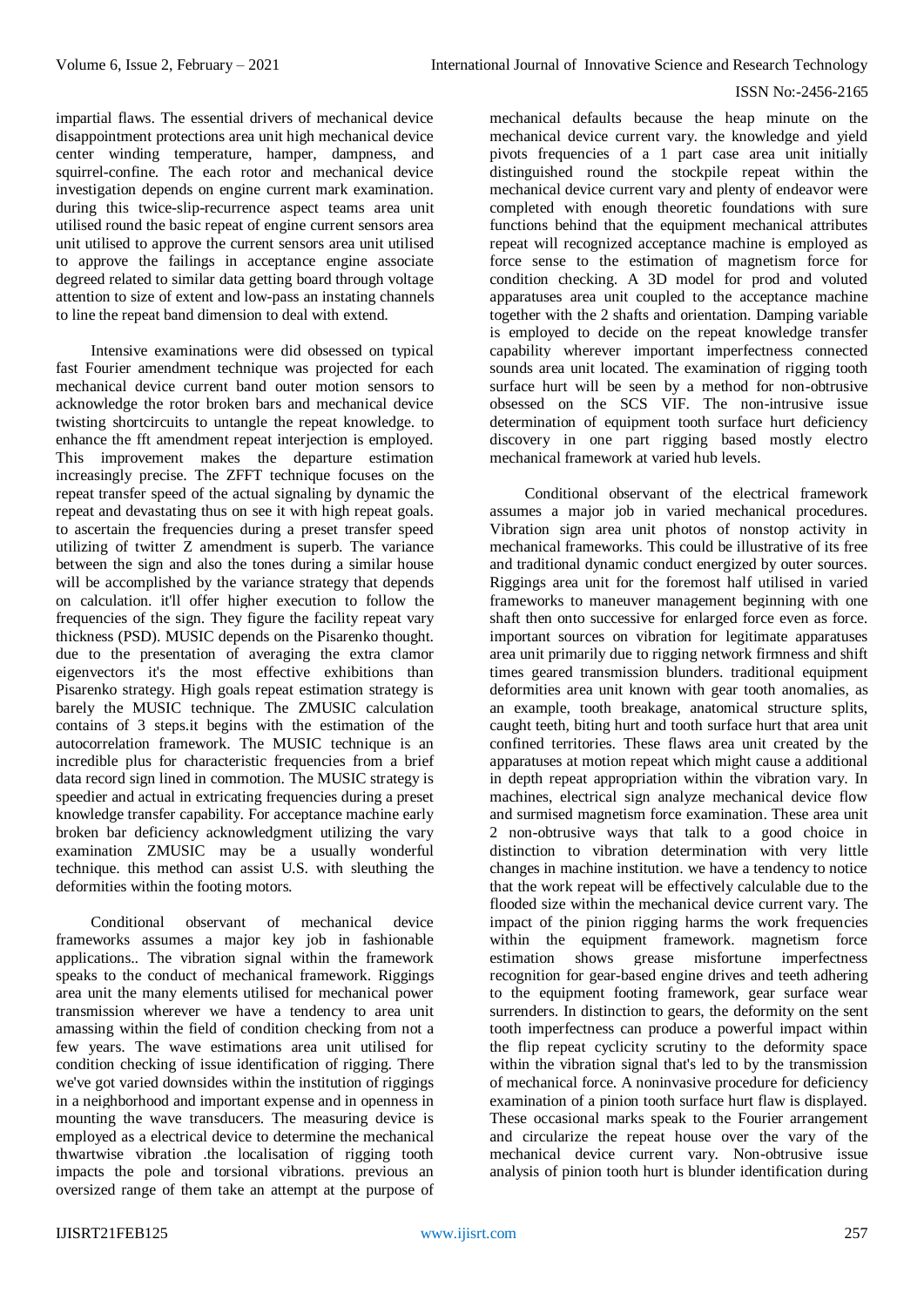impartial flaws. The essential drivers of mechanical device disappointment protections area unit high mechanical device center winding temperature, hamper, dampness, and squirrel-confine. The each rotor and mechanical device investigation depends on engine current mark examination. during this twice-slip-recurrence aspect teams area unit utilised round the basic repeat of engine current sensors area unit utilised to approve the current sensors area unit utilised to approve the failings in acceptance engine associate degreed related to similar data getting board through voltage attention to size of extent and low-pass an instating channels to line the repeat band dimension to deal with extend.

Intensive examinations were did obsessed on typical fast Fourier amendment technique was projected for each mechanical device current band outer motion sensors to acknowledge the rotor broken bars and mechanical device twisting shortcircuits to untangle the repeat knowledge. to enhance the fft amendment repeat interjection is employed. This improvement makes the departure estimation increasingly precise. The ZFFT technique focuses on the repeat transfer speed of the actual signaling by dynamic the repeat and devastating thus on see it with high repeat goals. to ascertain the frequencies during a preset transfer speed utilizing of twitter Z amendment is superb. The variance between the sign and also the tones during a similar house will be accomplished by the variance strategy that depends on calculation. it'll offer higher execution to follow the frequencies of the sign. They figure the facility repeat vary thickness (PSD). MUSIC depends on the Pisarenko thought. due to the presentation of averaging the extra clamor eigenvectors it's the most effective exhibitions than Pisarenko strategy. High goals repeat estimation strategy is barely the MUSIC technique. The ZMUSIC calculation contains of 3 steps.it begins with the estimation of the autocorrelation framework. The MUSIC technique is an incredible plus for characteristic frequencies from a brief data record sign lined in commotion. The MUSIC strategy is speedier and actual in extricating frequencies during a preset knowledge transfer capability. For acceptance machine early broken bar deficiency acknowledgment utilizing the vary examination ZMUSIC may be a usually wonderful technique. this method can assist U.S. with sleuthing the deformities within the footing motors.

Conditional observant of mechanical device frameworks assumes a major key job in fashionable applications.. The vibration signal within the framework speaks to the conduct of mechanical framework. Riggings area unit the many elements utilised for mechanical power transmission wherever we have a tendency to area unit amassing within the field of condition checking from not a few years. The wave estimations area unit utilised for condition checking of issue identification of rigging. There we've got varied downsides within the institution of riggings in a neighborhood and important expense and in openness in mounting the wave transducers. The measuring device is employed as a electrical device to determine the mechanical thwartwise vibration .the localisation of rigging tooth impacts the pole and torsional vibrations. previous an oversized range of them take an attempt at the purpose of mechanical defaults because the heap minute on the mechanical device current vary. the knowledge and yield pivots frequencies of a 1 part case area unit initially distinguished round the stockpile repeat within the mechanical device current vary and plenty of endeavor were completed with enough theoretic foundations with sure functions behind that the equipment mechanical attributes repeat will recognized acceptance machine is employed as force sense to the estimation of magnetism force for condition checking. A 3D model for prod and voluted apparatuses area unit coupled to the acceptance machine together with the 2 shafts and orientation. Damping variable is employed to decide on the repeat knowledge transfer capability wherever important imperfectness connected sounds area unit located. The examination of rigging tooth surface hurt will be seen by a method for non-obtrusive obsessed on the SCS VIF. The non-intrusive issue determination of equipment tooth surface hurt deficiency discovery in one part rigging based mostly electro mechanical framework at varied hub levels.

Conditional observant of the electrical framework assumes a major job in varied mechanical procedures. Vibration sign area unit photos of nonstop activity in mechanical frameworks. This could be illustrative of its free and traditional dynamic conduct energized by outer sources. Riggings area unit for the foremost half utilised in varied frameworks to maneuver management beginning with one shaft then onto successive for enlarged force even as force. important sources on vibration for legitimate apparatuses area unit primarily due to rigging network firmness and shift times geared transmission blunders. traditional equipment deformities area unit known with gear tooth anomalies, as an example, tooth breakage, anatomical structure splits, caught teeth, biting hurt and tooth surface hurt that area unit confined territories. These flaws area unit created by the apparatuses at motion repeat which might cause a additional in depth repeat appropriation within the vibration vary. In machines, electrical sign analyze mechanical device flow and surmised magnetism force examination. These area unit 2 non-obtrusive ways that talk to a good choice in distinction to vibration determination with very little changes in machine institution. we have a tendency to notice that the work repeat will be effectively calculable due to the flooded size within the mechanical device current vary. The impact of the pinion rigging harms the work frequencies within the equipment framework. magnetism force estimation shows grease misfortune imperfectness recognition for gear-based engine drives and teeth adhering to the equipment footing framework, gear surface wear surrenders. In distinction to gears, the deformity on the sent tooth imperfectness can produce a powerful impact within the flip repeat cyclicity scrutiny to the deformity space within the vibration signal that's led to by the transmission of mechanical force. A noninvasive procedure for deficiency examination of a pinion tooth surface hurt flaw is displayed. These occasional marks speak to the Fourier arrangement and circularize the repeat house over the vary of the mechanical device current vary. Non-obtrusive issue analysis of pinion tooth hurt is blunder identification during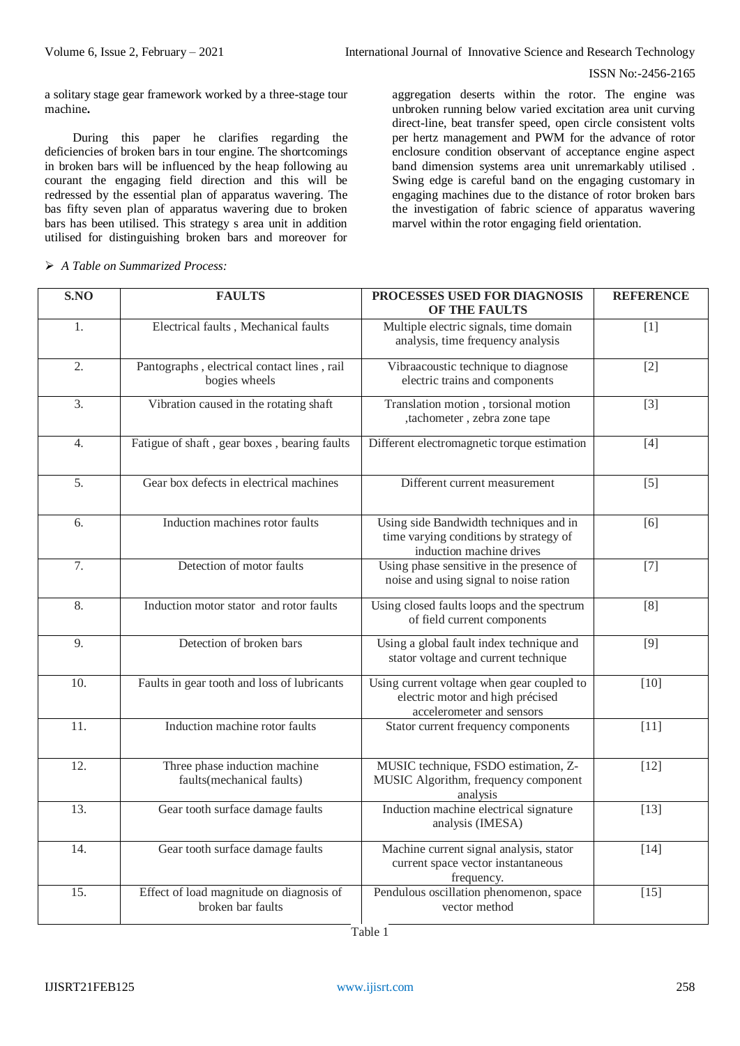a solitary stage gear framework worked by a three-stage tour machine**.**

During this paper he clarifies regarding the deficiencies of broken bars in tour engine. The shortcomings in broken bars will be influenced by the heap following au courant the engaging field direction and this will be redressed by the essential plan of apparatus wavering. The bas fifty seven plan of apparatus wavering due to broken bars has been utilised. This strategy s area unit in addition utilised for distinguishing broken bars and moreover for aggregation deserts within the rotor. The engine was unbroken running below varied excitation area unit curving direct-line, beat transfer speed, open circle consistent volts per hertz management and PWM for the advance of rotor enclosure condition observant of acceptance engine aspect band dimension systems area unit unremarkably utilised . Swing edge is careful band on the engaging customary in engaging machines due to the distance of rotor broken bars the investigation of fabric science of apparatus wavering marvel within the rotor engaging field orientation.

➢ *A Table on Summarized Process:*

| S.NO | FAULTS | PROCESSES USED FOR DIAGNOSIS OF THE FAULTS | REFERENCE |
|---|---|---|---|
| 1. | Electrical faults , Mechanical faults | Multiple electric signals, time domain analysis, time frequency analysis | [1] |
| 2. | Pantographs , electrical contact lines , rail bogies wheels | Vibraacoustic technique to diagnose electric trains and components | [2] |
| 3. | Vibration caused in the rotating shaft | Translation motion , torsional motion ,tachometer , zebra zone tape | [3] |
| 4. | Fatigue of shaft , gear boxes , bearing faults | Different electromagnetic torque estimation | [4] |
| 5. | Gear box defects in electrical machines | Different current measurement | [5] |
| 6. | Induction machines rotor faults | Using side Bandwidth techniques and in time varying conditions by strategy of induction machine drives | [6] |
| 7. | Detection of motor faults | Using phase sensitive in the presence of noise and using signal to noise ration | [7] |
| 8. | Induction motor stator and rotor faults | Using closed faults loops and the spectrum of field current components | [8] |
| 9. | Detection of broken bars | Using a global fault index technique and stator voltage and current technique | [9] |
| 10. | Faults in gear tooth and loss of lubricants | Using current voltage when gear coupled to electric motor and high précised accelerometer and sensors | [10] |
| 11. | Induction machine rotor faults | Stator current frequency components | [11] |
| 12. | Three phase induction machine faults(mechanical faults) | MUSIC technique, FSDO estimation, Z-MUSIC Algorithm, frequency component analysis | [12] |
| 13. | Gear tooth surface damage faults | Induction machine electrical signature analysis (IMESA) | [13] |
| 14. | Gear tooth surface damage faults | Machine current signal analysis, stator current space vector instantaneous frequency. | [14] |
| 15. | Effect of load magnitude on diagnosis of broken bar faults | Pendulous oscillation phenomenon, space vector method | [15] |

Table 1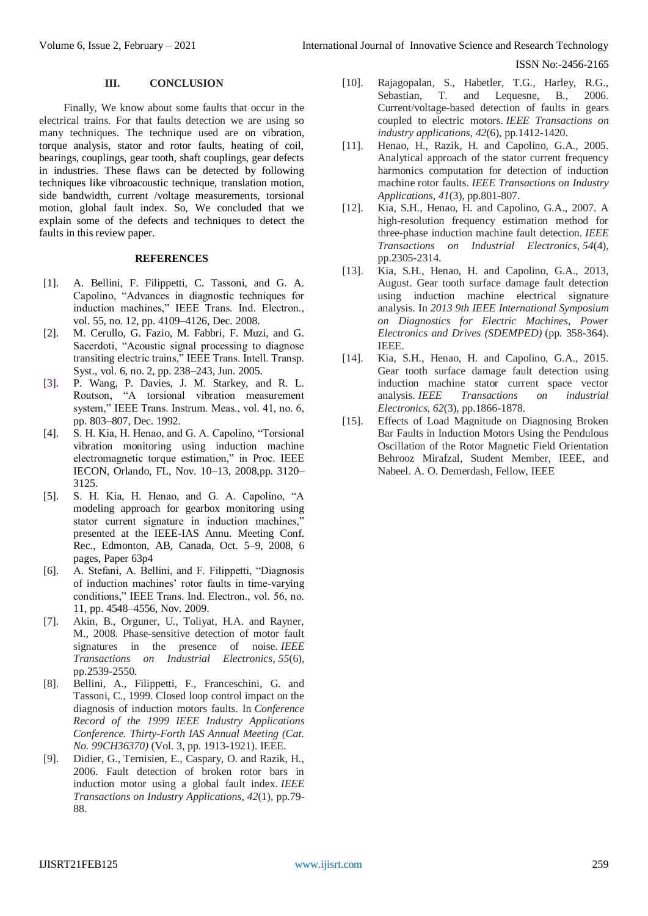### III. CONCLUSION

Finally, We know about some faults that occur in the electrical trains. For that faults detection we are using so many techniques. The technique used are on vibration, torque analysis, stator and rotor faults, heating of coil, bearings, couplings, gear tooth, shaft couplings, gear defects in industries. These flaws can be detected by following techniques like vibroacoustic technique, translation motion, side bandwidth, current /voltage measurements, torsional motion, global fault index. So, We concluded that we explain some of the defects and techniques to detect the faults in this review paper.

### REFERENCES

[1]. A. Bellini, F. Filippetti, C. Tassoni, and G. A. Capolino, "Advances in diagnostic techniques for induction machines," IEEE Trans. Ind. Electron., vol. 55, no. 12, pp. 4109–4126, Dec. 2008.

[2]. M. Cerullo, G. Fazio, M. Fabbri, F. Muzi, and G. Sacerdoti, "Acoustic signal processing to diagnose transiting electric trains," IEEE Trans. Intell. Transp. Syst., vol. 6, no. 2, pp. 238–243, Jun. 2005.

[3]. P. Wang, P. Davies, J. M. Starkey, and R. L. Routson, "A torsional vibration measurement system," IEEE Trans. Instrum. Meas., vol. 41, no. 6, pp. 803–807, Dec. 1992.

[4]. S. H. Kia, H. Henao, and G. A. Capolino, "Torsional vibration monitoring using induction machine electromagnetic torque estimation," in Proc. IEEE IECON, Orlando, FL, Nov. 10–13, 2008,pp. 3120–3125.

[5]. S. H. Kia, H. Henao, and G. A. Capolino, "A modeling approach for gearbox monitoring using stator current signature in induction machines," presented at the IEEE-IAS Annu. Meeting Conf. Rec., Edmonton, AB, Canada, Oct. 5–9, 2008, 6 pages, Paper 63p4

[6]. A. Stefani, A. Bellini, and F. Filippetti, "Diagnosis of induction machines' rotor faults in time-varying conditions," IEEE Trans. Ind. Electron., vol. 56, no. 11, pp. 4548–4556, Nov. 2009.

[7]. Akin, B., Orguner, U., Toliyat, H.A. and Rayner, M., 2008. Phase-sensitive detection of motor fault signatures in the presence of noise. *IEEE Transactions on Industrial Electronics*, *55*(6), pp.2539-2550.

[8]. Bellini, A., Filippetti, F., Franceschini, G. and Tassoni, C., 1999. Closed loop control impact on the diagnosis of induction motors faults. In *Conference Record of the 1999 IEEE Industry Applications Conference. Thirty-Forth IAS Annual Meeting (Cat. No. 99CH36370)* (Vol. 3, pp. 1913-1921). IEEE.

[9]. Didier, G., Ternisien, E., Caspary, O. and Razik, H., 2006. Fault detection of broken rotor bars in induction motor using a global fault index. *IEEE Transactions on Industry Applications*, *42*(1), pp.79-88.

[10]. Rajagopalan, S., Habetler, T.G., Harley, R.G., Sebastian, T. and Lequesne, B., 2006. Current/voltage-based detection of faults in gears coupled to electric motors. *IEEE Transactions on industry applications*, *42*(6), pp.1412-1420.

[11]. Henao, H., Razik, H. and Capolino, G.A., 2005. Analytical approach of the stator current frequency harmonics computation for detection of induction machine rotor faults. *IEEE Transactions on Industry Applications*, *41*(3), pp.801-807.

[12]. Kia, S.H., Henao, H. and Capolino, G.A., 2007. A high-resolution frequency estimation method for three-phase induction machine fault detection. *IEEE Transactions on Industrial Electronics*, *54*(4), pp.2305-2314.

[13]. Kia, S.H., Henao, H. and Capolino, G.A., 2013, August. Gear tooth surface damage fault detection using induction machine electrical signature analysis. In *2013 9th IEEE International Symposium on Diagnostics for Electric Machines, Power Electronics and Drives (SDEMPED)* (pp. 358-364). IEEE.

[14]. Kia, S.H., Henao, H. and Capolino, G.A., 2015. Gear tooth surface damage fault detection using induction machine stator current space vector analysis. *IEEE Transactions on industrial Electronics*, *62*(3), pp.1866-1878.

[15]. Effects of Load Magnitude on Diagnosing Broken Bar Faults in Induction Motors Using the Pendulous Oscillation of the Rotor Magnetic Field Orientation Behrooz Mirafzal, Student Member, IEEE, and Nabeel. A. O. Demerdash, Fellow, IEEE